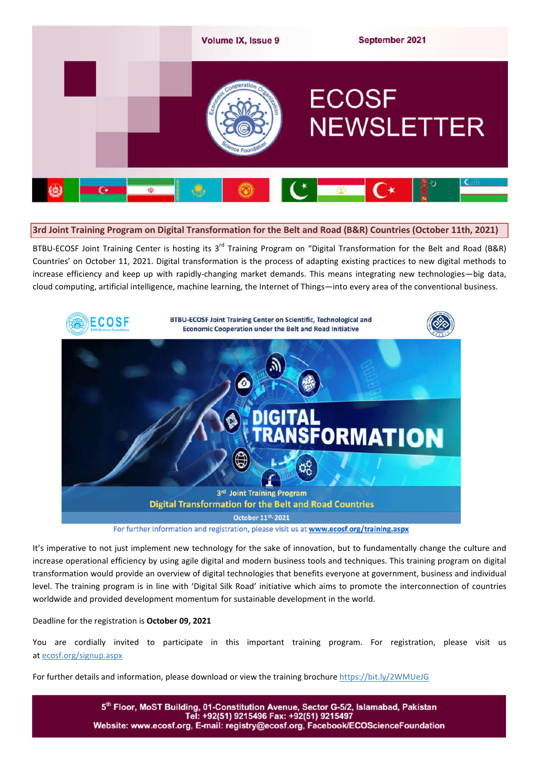# ECOSF NEWSLETTER

Volume IX, Issue 9 — September 2021

## 3rd Joint Training Program on Digital Transformation for the Belt and Road (B&R) Countries (October 11th, 2021)

BTBU-ECOSF Joint Training Center is hosting its 3rd Training Program on "Digital Transformation for the Belt and Road (B&R) Countries' on October 11, 2021. Digital transformation is the process of adapting existing practices to new digital methods to increase efficiency and keep up with rapidly-changing market demands. This means integrating new technologies—big data, cloud computing, artificial intelligence, machine learning, the Internet of Things—into every area of the conventional business.

BTBU-ECOSF Joint Training Center on Scientific, Technological and Economic Cooperation under the Belt and Road Initiative

DIGITAL TRANSFORMATION

3rd Joint Training Program

Digital Transformation for the Belt and Road Countries

October 11th, 2021

For further information and registration, please visit us at **www.ecosf.org/training.aspx**

It's imperative to not just implement new technology for the sake of innovation, but to fundamentally change the culture and increase operational efficiency by using agile digital and modern business tools and techniques. This training program on digital transformation would provide an overview of digital technologies that benefits everyone at government, business and individual level. The training program is in line with 'Digital Silk Road' initiative which aims to promote the interconnection of countries worldwide and provided development momentum for sustainable development in the world.

Deadline for the registration is **October 09, 2021**

You are cordially invited to participate in this important training program. For registration, please visit us at ecosf.org/signup.aspx

For further details and information, please download or view the training brochure https://bit.ly/2WMUeJG

5th Floor, MoST Building, 01-Constitution Avenue, Sector G-5/2, Islamabad, Pakistan
Tel: +92(51) 9215496 Fax: +92(51) 9215497
Website: www.ecosf.org, E-mail: registry@ecosf.org, Facebook/ECOScienceFoundation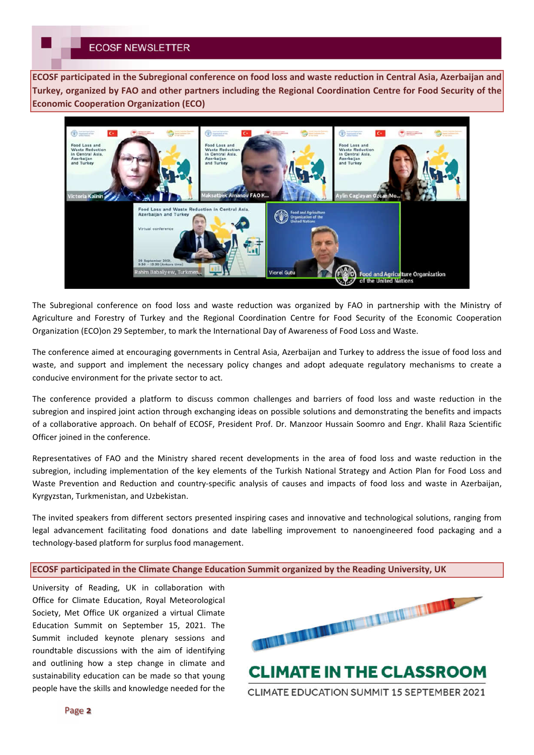**ECOSF participated in the Subregional conference on food loss and waste reduction in Central Asia, Azerbaijan and Turkey, organized by FAO and other partners including the Regional Coordination Centre for Food Security of the Economic Cooperation Organization (ECO)**

The Subregional conference on food loss and waste reduction was organized by FAO in partnership with the Ministry of Agriculture and Forestry of Turkey and the Regional Coordination Centre for Food Security of the Economic Cooperation Organization (ECO)on 29 September, to mark the International Day of Awareness of Food Loss and Waste.

The conference aimed at encouraging governments in Central Asia, Azerbaijan and Turkey to address the issue of food loss and waste, and support and implement the necessary policy changes and adopt adequate regulatory mechanisms to create a conducive environment for the private sector to act.

The conference provided a platform to discuss common challenges and barriers of food loss and waste reduction in the subregion and inspired joint action through exchanging ideas on possible solutions and demonstrating the benefits and impacts of a collaborative approach. On behalf of ECOSF, President Prof. Dr. Manzoor Hussain Soomro and Engr. Khalil Raza Scientific Officer joined in the conference.

Representatives of FAO and the Ministry shared recent developments in the area of food loss and waste reduction in the subregion, including implementation of the key elements of the Turkish National Strategy and Action Plan for Food Loss and Waste Prevention and Reduction and country-specific analysis of causes and impacts of food loss and waste in Azerbaijan, Kyrgyzstan, Turkmenistan, and Uzbekistan.

The invited speakers from different sectors presented inspiring cases and innovative and technological solutions, ranging from legal advancement facilitating food donations and date labelling improvement to nanoengineered food packaging and a technology-based platform for surplus food management.

**ECOSF participated in the Climate Change Education Summit organized by the Reading University, UK**

University of Reading, UK in collaboration with Office for Climate Education, Royal Meteorological Society, Met Office UK organized a virtual Climate Education Summit on September 15, 2021. The Summit included keynote plenary sessions and roundtable discussions with the aim of identifying and outlining how a step change in climate and sustainability education can be made so that young people have the skills and knowledge needed for the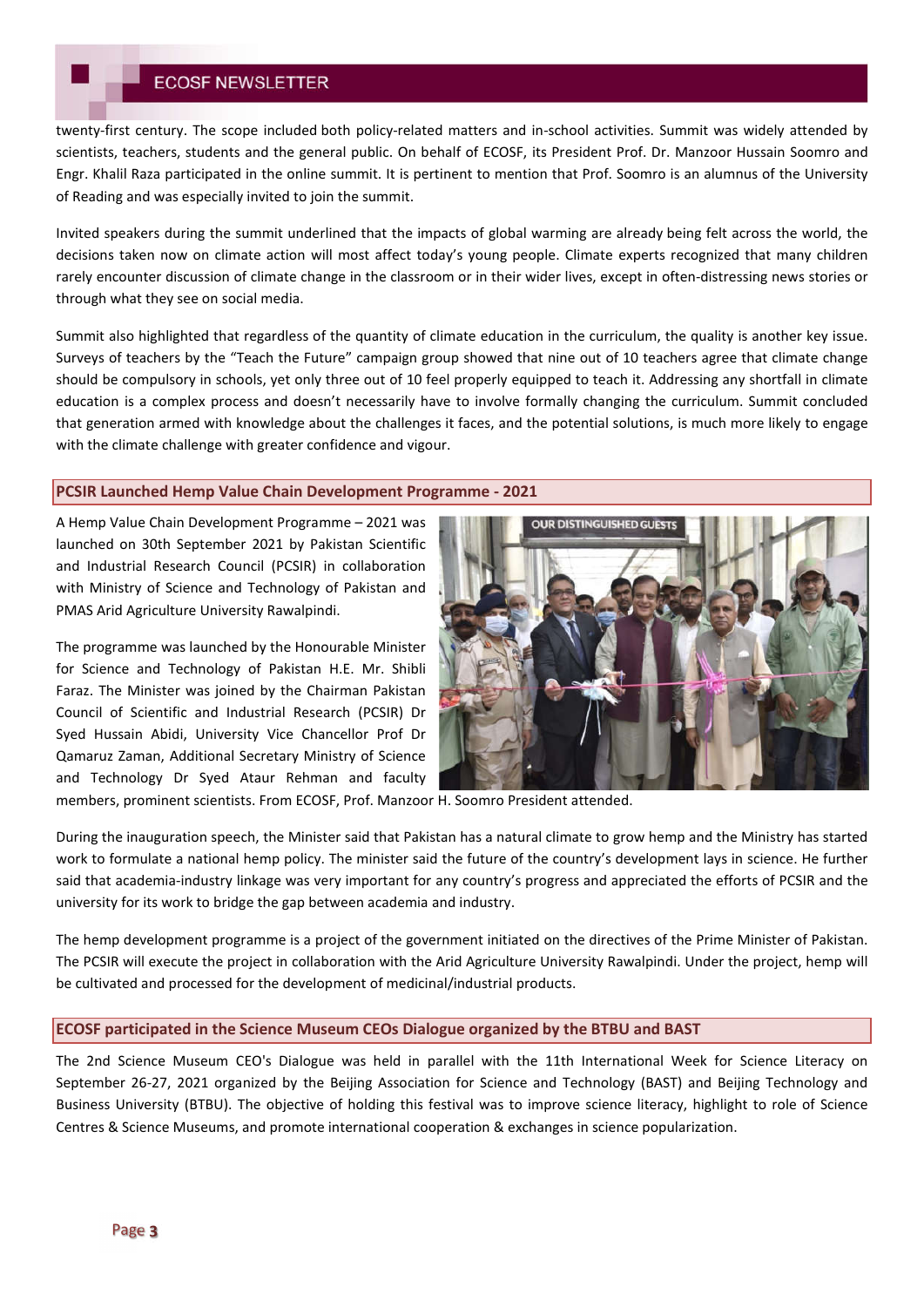twenty-first century. The scope included both policy-related matters and in-school activities. Summit was widely attended by scientists, teachers, students and the general public. On behalf of ECOSF, its President Prof. Dr. Manzoor Hussain Soomro and Engr. Khalil Raza participated in the online summit. It is pertinent to mention that Prof. Soomro is an alumnus of the University of Reading and was especially invited to join the summit.

Invited speakers during the summit underlined that the impacts of global warming are already being felt across the world, the decisions taken now on climate action will most affect today's young people. Climate experts recognized that many children rarely encounter discussion of climate change in the classroom or in their wider lives, except in often-distressing news stories or through what they see on social media.

Summit also highlighted that regardless of the quantity of climate education in the curriculum, the quality is another key issue. Surveys of teachers by the "Teach the Future" campaign group showed that nine out of 10 teachers agree that climate change should be compulsory in schools, yet only three out of 10 feel properly equipped to teach it. Addressing any shortfall in climate education is a complex process and doesn't necessarily have to involve formally changing the curriculum. Summit concluded that generation armed with knowledge about the challenges it faces, and the potential solutions, is much more likely to engage with the climate challenge with greater confidence and vigour.

## PCSIR Launched Hemp Value Chain Development Programme - 2021

A Hemp Value Chain Development Programme – 2021 was launched on 30th September 2021 by Pakistan Scientific and Industrial Research Council (PCSIR) in collaboration with Ministry of Science and Technology of Pakistan and PMAS Arid Agriculture University Rawalpindi.

The programme was launched by the Honourable Minister for Science and Technology of Pakistan H.E. Mr. Shibli Faraz. The Minister was joined by the Chairman Pakistan Council of Scientific and Industrial Research (PCSIR) Dr Syed Hussain Abidi, University Vice Chancellor Prof Dr Qamaruz Zaman, Additional Secretary Ministry of Science and Technology Dr Syed Ataur Rehman and faculty members, prominent scientists. From ECOSF, Prof. Manzoor H. Soomro President attended.

During the inauguration speech, the Minister said that Pakistan has a natural climate to grow hemp and the Ministry has started work to formulate a national hemp policy. The minister said the future of the country's development lays in science. He further said that academia-industry linkage was very important for any country's progress and appreciated the efforts of PCSIR and the university for its work to bridge the gap between academia and industry.

The hemp development programme is a project of the government initiated on the directives of the Prime Minister of Pakistan. The PCSIR will execute the project in collaboration with the Arid Agriculture University Rawalpindi. Under the project, hemp will be cultivated and processed for the development of medicinal/industrial products.

## ECOSF participated in the Science Museum CEOs Dialogue organized by the BTBU and BAST

The 2nd Science Museum CEO's Dialogue was held in parallel with the 11th International Week for Science Literacy on September 26-27, 2021 organized by the Beijing Association for Science and Technology (BAST) and Beijing Technology and Business University (BTBU). The objective of holding this festival was to improve science literacy, highlight to role of Science Centres & Science Museums, and promote international cooperation & exchanges in science popularization.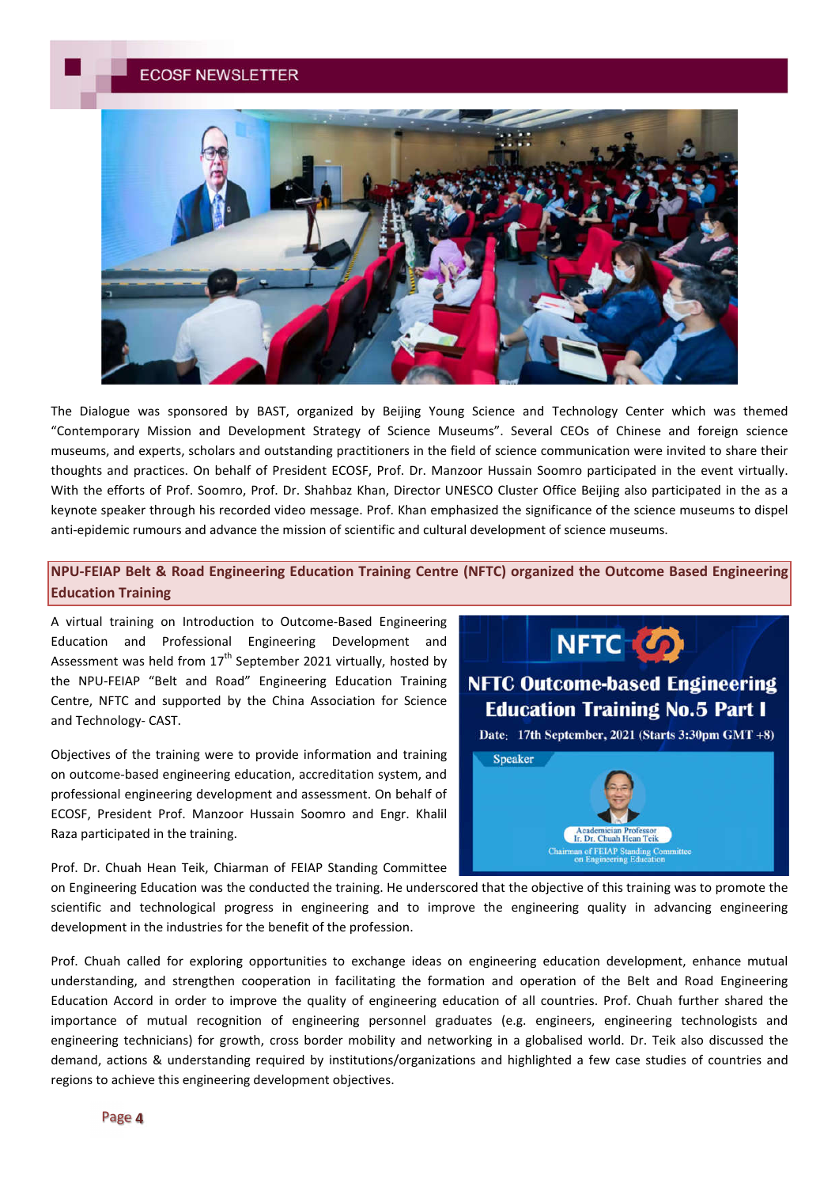The Dialogue was sponsored by BAST, organized by Beijing Young Science and Technology Center which was themed "Contemporary Mission and Development Strategy of Science Museums". Several CEOs of Chinese and foreign science museums, and experts, scholars and outstanding practitioners in the field of science communication were invited to share their thoughts and practices. On behalf of President ECOSF, Prof. Dr. Manzoor Hussain Soomro participated in the event virtually. With the efforts of Prof. Soomro, Prof. Dr. Shahbaz Khan, Director UNESCO Cluster Office Beijing also participated in the as a keynote speaker through his recorded video message. Prof. Khan emphasized the significance of the science museums to dispel anti-epidemic rumours and advance the mission of scientific and cultural development of science museums.

## NPU-FEIAP Belt & Road Engineering Education Training Centre (NFTC) organized the Outcome Based Engineering Education Training

A virtual training on Introduction to Outcome-Based Engineering Education and Professional Engineering Development and Assessment was held from 17th September 2021 virtually, hosted by the NPU-FEIAP "Belt and Road" Engineering Education Training Centre, NFTC and supported by the China Association for Science and Technology- CAST.

Objectives of the training were to provide information and training on outcome-based engineering education, accreditation system, and professional engineering development and assessment. On behalf of ECOSF, President Prof. Manzoor Hussain Soomro and Engr. Khalil Raza participated in the training.

Prof. Dr. Chuah Hean Teik, Chiarman of FEIAP Standing Committee on Engineering Education was the conducted the training. He underscored that the objective of this training was to promote the scientific and technological progress in engineering and to improve the engineering quality in advancing engineering development in the industries for the benefit of the profession.

Prof. Chuah called for exploring opportunities to exchange ideas on engineering education development, enhance mutual understanding, and strengthen cooperation in facilitating the formation and operation of the Belt and Road Engineering Education Accord in order to improve the quality of engineering education of all countries. Prof. Chuah further shared the importance of mutual recognition of engineering personnel graduates (e.g. engineers, engineering technologists and engineering technicians) for growth, cross border mobility and networking in a globalised world. Dr. Teik also discussed the demand, actions & understanding required by institutions/organizations and highlighted a few case studies of countries and regions to achieve this engineering development objectives.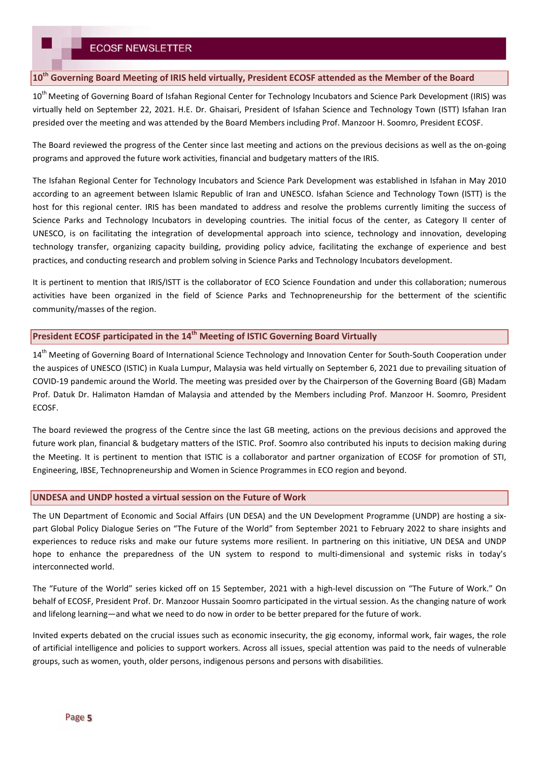## 10th Governing Board Meeting of IRIS held virtually, President ECOSF attended as the Member of the Board

10th Meeting of Governing Board of Isfahan Regional Center for Technology Incubators and Science Park Development (IRIS) was virtually held on September 22, 2021. H.E. Dr. Ghaisari, President of Isfahan Science and Technology Town (ISTT) Isfahan Iran presided over the meeting and was attended by the Board Members including Prof. Manzoor H. Soomro, President ECOSF.

The Board reviewed the progress of the Center since last meeting and actions on the previous decisions as well as the on-going programs and approved the future work activities, financial and budgetary matters of the IRIS.

The Isfahan Regional Center for Technology Incubators and Science Park Development was established in Isfahan in May 2010 according to an agreement between Islamic Republic of Iran and UNESCO. Isfahan Science and Technology Town (ISTT) is the host for this regional center. IRIS has been mandated to address and resolve the problems currently limiting the success of Science Parks and Technology Incubators in developing countries. The initial focus of the center, as Category II center of UNESCO, is on facilitating the integration of developmental approach into science, technology and innovation, developing technology transfer, organizing capacity building, providing policy advice, facilitating the exchange of experience and best practices, and conducting research and problem solving in Science Parks and Technology Incubators development.

It is pertinent to mention that IRIS/ISTT is the collaborator of ECO Science Foundation and under this collaboration; numerous activities have been organized in the field of Science Parks and Technopreneurship for the betterment of the scientific community/masses of the region.

## President ECOSF participated in the 14th Meeting of ISTIC Governing Board Virtually

14th Meeting of Governing Board of International Science Technology and Innovation Center for South-South Cooperation under the auspices of UNESCO (ISTIC) in Kuala Lumpur, Malaysia was held virtually on September 6, 2021 due to prevailing situation of COVID-19 pandemic around the World. The meeting was presided over by the Chairperson of the Governing Board (GB) Madam Prof. Datuk Dr. Halimaton Hamdan of Malaysia and attended by the Members including Prof. Manzoor H. Soomro, President ECOSF.

The board reviewed the progress of the Centre since the last GB meeting, actions on the previous decisions and approved the future work plan, financial & budgetary matters of the ISTIC. Prof. Soomro also contributed his inputs to decision making during the Meeting. It is pertinent to mention that ISTIC is a collaborator and partner organization of ECOSF for promotion of STI, Engineering, IBSE, Technopreneurship and Women in Science Programmes in ECO region and beyond.

## UNDESA and UNDP hosted a virtual session on the Future of Work

The UN Department of Economic and Social Affairs (UN DESA) and the UN Development Programme (UNDP) are hosting a six-part Global Policy Dialogue Series on "The Future of the World" from September 2021 to February 2022 to share insights and experiences to reduce risks and make our future systems more resilient. In partnering on this initiative, UN DESA and UNDP hope to enhance the preparedness of the UN system to respond to multi-dimensional and systemic risks in today's interconnected world.

The "Future of the World" series kicked off on 15 September, 2021 with a high-level discussion on "The Future of Work." On behalf of ECOSF, President Prof. Dr. Manzoor Hussain Soomro participated in the virtual session. As the changing nature of work and lifelong learning—and what we need to do now in order to be better prepared for the future of work.

Invited experts debated on the crucial issues such as economic insecurity, the gig economy, informal work, fair wages, the role of artificial intelligence and policies to support workers. Across all issues, special attention was paid to the needs of vulnerable groups, such as women, youth, older persons, indigenous persons and persons with disabilities.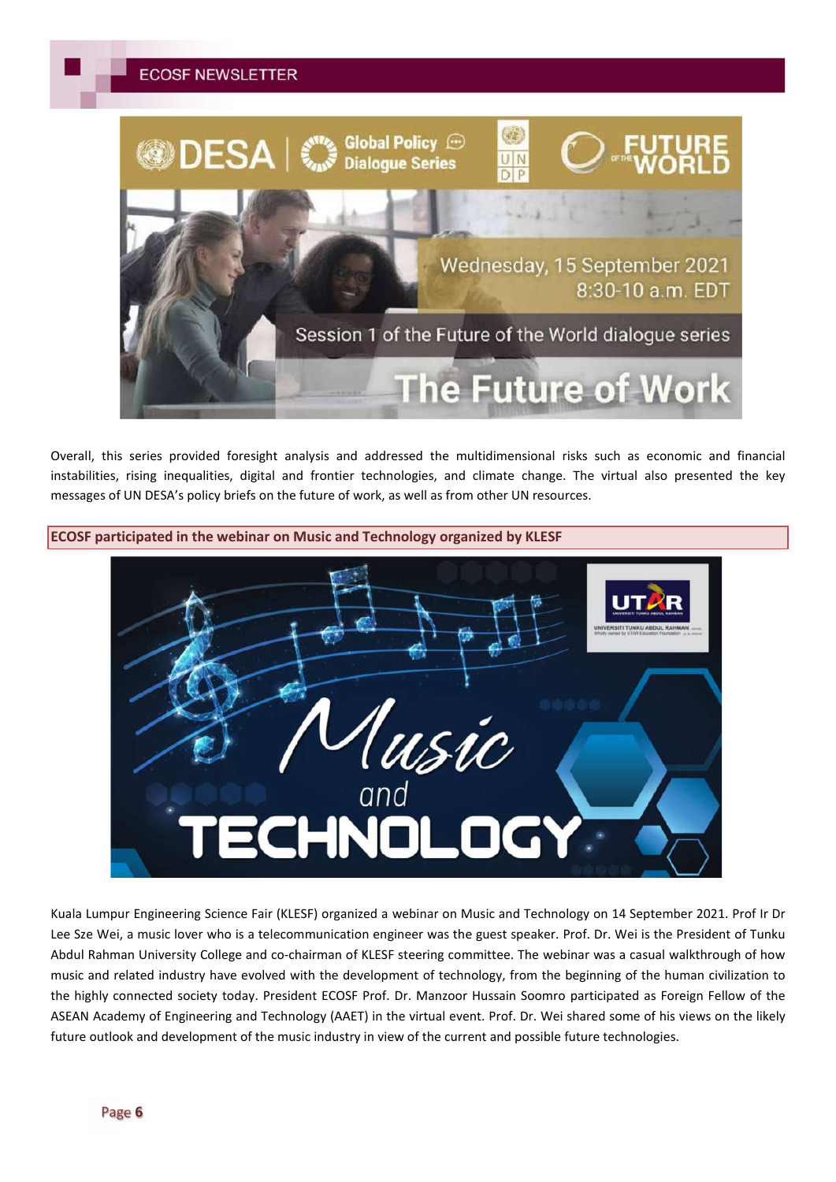Overall, this series provided foresight analysis and addressed the multidimensional risks such as economic and financial instabilities, rising inequalities, digital and frontier technologies, and climate change. The virtual also presented the key messages of UN DESA's policy briefs on the future of work, as well as from other UN resources.

**ECOSF participated in the webinar on Music and Technology organized by KLESF**

Kuala Lumpur Engineering Science Fair (KLESF) organized a webinar on Music and Technology on 14 September 2021. Prof Ir Dr Lee Sze Wei, a music lover who is a telecommunication engineer was the guest speaker. Prof. Dr. Wei is the President of Tunku Abdul Rahman University College and co-chairman of KLESF steering committee. The webinar was a casual walkthrough of how music and related industry have evolved with the development of technology, from the beginning of the human civilization to the highly connected society today. President ECOSF Prof. Dr. Manzoor Hussain Soomro participated as Foreign Fellow of the ASEAN Academy of Engineering and Technology (AAET) in the virtual event. Prof. Dr. Wei shared some of his views on the likely future outlook and development of the music industry in view of the current and possible future technologies.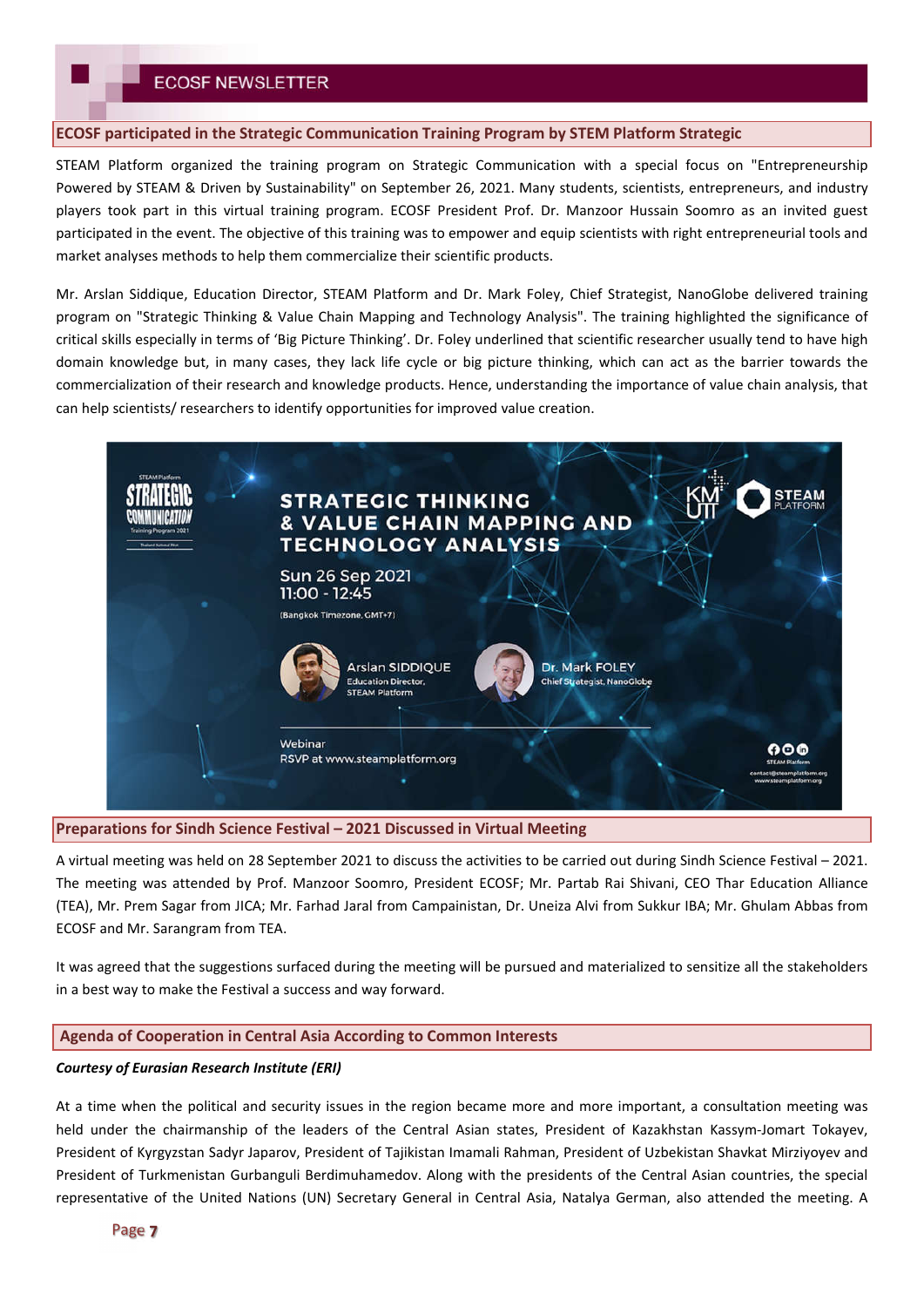## ECOSF participated in the Strategic Communication Training Program by STEM Platform Strategic

STEAM Platform organized the training program on Strategic Communication with a special focus on "Entrepreneurship Powered by STEAM & Driven by Sustainability" on September 26, 2021. Many students, scientists, entrepreneurs, and industry players took part in this virtual training program. ECOSF President Prof. Dr. Manzoor Hussain Soomro as an invited guest participated in the event. The objective of this training was to empower and equip scientists with right entrepreneurial tools and market analyses methods to help them commercialize their scientific products.

Mr. Arslan Siddique, Education Director, STEAM Platform and Dr. Mark Foley, Chief Strategist, NanoGlobe delivered training program on "Strategic Thinking & Value Chain Mapping and Technology Analysis". The training highlighted the significance of critical skills especially in terms of 'Big Picture Thinking'. Dr. Foley underlined that scientific researcher usually tend to have high domain knowledge but, in many cases, they lack life cycle or big picture thinking, which can act as the barrier towards the commercialization of their research and knowledge products. Hence, understanding the importance of value chain analysis, that can help scientists/ researchers to identify opportunities for improved value creation.

## Preparations for Sindh Science Festival – 2021 Discussed in Virtual Meeting

A virtual meeting was held on 28 September 2021 to discuss the activities to be carried out during Sindh Science Festival – 2021. The meeting was attended by Prof. Manzoor Soomro, President ECOSF; Mr. Partab Rai Shivani, CEO Thar Education Alliance (TEA), Mr. Prem Sagar from JICA; Mr. Farhad Jaral from Campainistan, Dr. Uneiza Alvi from Sukkur IBA; Mr. Ghulam Abbas from ECOSF and Mr. Sarangram from TEA.

It was agreed that the suggestions surfaced during the meeting will be pursued and materialized to sensitize all the stakeholders in a best way to make the Festival a success and way forward.

## Agenda of Cooperation in Central Asia According to Common Interests

***Courtesy of Eurasian Research Institute (ERI)***

At a time when the political and security issues in the region became more and more important, a consultation meeting was held under the chairmanship of the leaders of the Central Asian states, President of Kazakhstan Kassym-Jomart Tokayev, President of Kyrgyzstan Sadyr Japarov, President of Tajikistan Imamali Rahman, President of Uzbekistan Shavkat Mirziyoyev and President of Turkmenistan Gurbanguli Berdimuhamedov. Along with the presidents of the Central Asian countries, the special representative of the United Nations (UN) Secretary General in Central Asia, Natalya German, also attended the meeting. A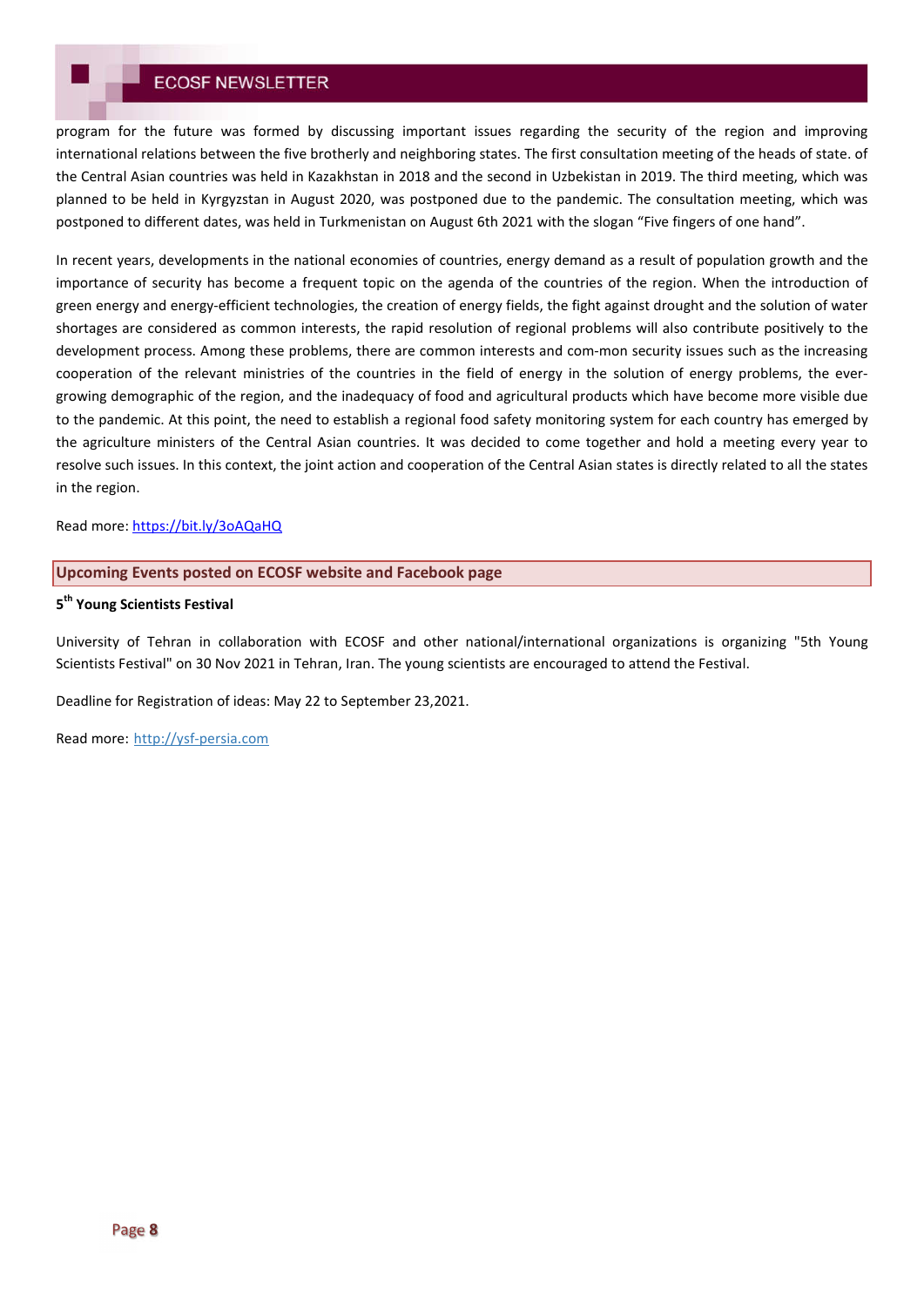program for the future was formed by discussing important issues regarding the security of the region and improving international relations between the five brotherly and neighboring states. The first consultation meeting of the heads of state. of the Central Asian countries was held in Kazakhstan in 2018 and the second in Uzbekistan in 2019. The third meeting, which was planned to be held in Kyrgyzstan in August 2020, was postponed due to the pandemic. The consultation meeting, which was postponed to different dates, was held in Turkmenistan on August 6th 2021 with the slogan "Five fingers of one hand".

In recent years, developments in the national economies of countries, energy demand as a result of population growth and the importance of security has become a frequent topic on the agenda of the countries of the region. When the introduction of green energy and energy-efficient technologies, the creation of energy fields, the fight against drought and the solution of water shortages are considered as common interests, the rapid resolution of regional problems will also contribute positively to the development process. Among these problems, there are common interests and com-mon security issues such as the increasing cooperation of the relevant ministries of the countries in the field of energy in the solution of energy problems, the ever-growing demographic of the region, and the inadequacy of food and agricultural products which have become more visible due to the pandemic. At this point, the need to establish a regional food safety monitoring system for each country has emerged by the agriculture ministers of the Central Asian countries. It was decided to come together and hold a meeting every year to resolve such issues. In this context, the joint action and cooperation of the Central Asian states is directly related to all the states in the region.

Read more: https://bit.ly/3oAQaHQ

## Upcoming Events posted on ECOSF website and Facebook page

### 5th Young Scientists Festival

University of Tehran in collaboration with ECOSF and other national/international organizations is organizing "5th Young Scientists Festival" on 30 Nov 2021 in Tehran, Iran. The young scientists are encouraged to attend the Festival.

Deadline for Registration of ideas: May 22 to September 23,2021.

Read more: http://ysf-persia.com